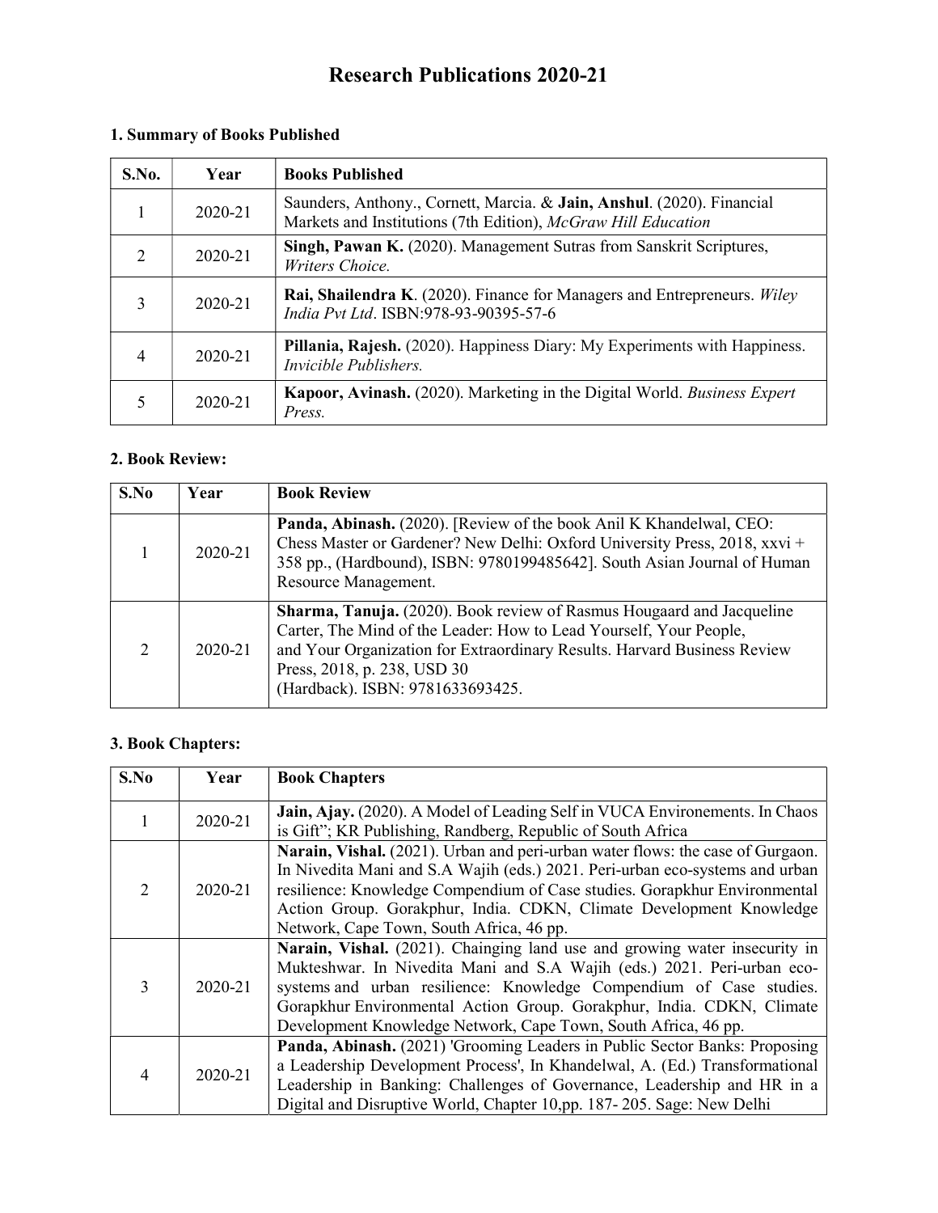# Research Publications 2020-21

## 1. Summary of Books Published

| S.No. | Year | Books Published |
|---|---|---|
| 1 | 2020-21 | Saunders, Anthony., Cornett, Marcia. & **Jain, Anshul**. (2020). Financial Markets and Institutions (7th Edition), *McGraw Hill Education* |
| 2 | 2020-21 | **Singh, Pawan K.** (2020). Management Sutras from Sanskrit Scriptures, *Writers Choice.* |
| 3 | 2020-21 | **Rai, Shailendra K**. (2020). Finance for Managers and Entrepreneurs. *Wiley India Pvt Ltd*. ISBN:978-93-90395-57-6 |
| 4 | 2020-21 | **Pillania, Rajesh.** (2020). Happiness Diary: My Experiments with Happiness. *Invicible Publishers.* |
| 5 | 2020-21 | **Kapoor, Avinash.** (2020). Marketing in the Digital World. *Business Expert Press.* |

## 2. Book Review:

| S.No | Year | Book Review |
|---|---|---|
| 1 | 2020-21 | **Panda, Abinash.** (2020). [Review of the book Anil K Khandelwal, CEO: Chess Master or Gardener? New Delhi: Oxford University Press, 2018, xxvi + 358 pp., (Hardbound), ISBN: 9780199485642]. South Asian Journal of Human Resource Management. |
| 2 | 2020-21 | **Sharma, Tanuja.** (2020). Book review of Rasmus Hougaard and Jacqueline Carter, The Mind of the Leader: How to Lead Yourself, Your People, and Your Organization for Extraordinary Results. Harvard Business Review Press, 2018, p. 238, USD 30 (Hardback). ISBN: 9781633693425. |

## 3. Book Chapters:

| S.No | Year | Book Chapters |
|---|---|---|
| 1 | 2020-21 | **Jain, Ajay.** (2020). A Model of Leading Self in VUCA Environements. In Chaos is Gift"; KR Publishing, Randberg, Republic of South Africa |
| 2 | 2020-21 | **Narain, Vishal.** (2021). Urban and peri-urban water flows: the case of Gurgaon. In Nivedita Mani and S.A Wajih (eds.) 2021. Peri-urban eco-systems and urban resilience: Knowledge Compendium of Case studies. Gorapkhur Environmental Action Group. Gorakphur, India. CDKN, Climate Development Knowledge Network, Cape Town, South Africa, 46 pp. |
| 3 | 2020-21 | **Narain, Vishal.** (2021). Chainging land use and growing water insecurity in Mukteshwar. In Nivedita Mani and S.A Wajih (eds.) 2021. Peri-urban eco-systems and urban resilience: Knowledge Compendium of Case studies. Gorapkhur Environmental Action Group. Gorakphur, India. CDKN, Climate Development Knowledge Network, Cape Town, South Africa, 46 pp. |
| 4 | 2020-21 | **Panda, Abinash.** (2021) 'Grooming Leaders in Public Sector Banks: Proposing a Leadership Development Process', In Khandelwal, A. (Ed.) Transformational Leadership in Banking: Challenges of Governance, Leadership and HR in a Digital and Disruptive World, Chapter 10,pp. 187- 205. Sage: New Delhi |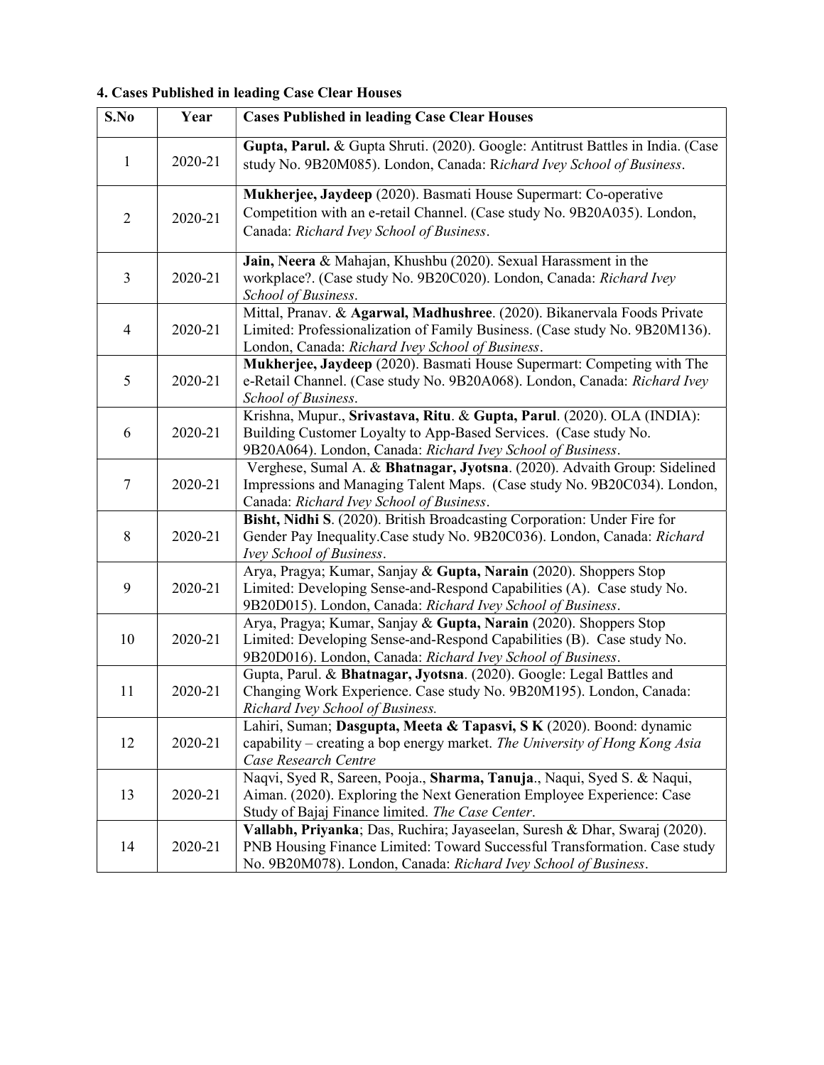**4. Cases Published in leading Case Clear Houses**

| S.No | Year | Cases Published in leading Case Clear Houses |
|---|---|---|
| 1 | 2020-21 | **Gupta, Parul.** & Gupta Shruti. (2020). Google: Antitrust Battles in India. (Case study No. 9B20M085). London, Canada: R*ichard Ivey School of Business*. |
| 2 | 2020-21 | **Mukherjee, Jaydeep** (2020). Basmati House Supermart: Co-operative Competition with an e-retail Channel. (Case study No. 9B20A035). London, Canada: *Richard Ivey School of Business*. |
| 3 | 2020-21 | **Jain, Neera** & Mahajan, Khushbu (2020). Sexual Harassment in the workplace?. (Case study No. 9B20C020). London, Canada: *Richard Ivey School of Business*. |
| 4 | 2020-21 | Mittal, Pranav. & **Agarwal, Madhushree**. (2020). Bikanervala Foods Private Limited: Professionalization of Family Business. (Case study No. 9B20M136). London, Canada: *Richard Ivey School of Business*. |
| 5 | 2020-21 | **Mukherjee, Jaydeep** (2020). Basmati House Supermart: Competing with The e-Retail Channel. (Case study No. 9B20A068). London, Canada: *Richard Ivey School of Business*. |
| 6 | 2020-21 | Krishna, Mupur., **Srivastava, Ritu**. & **Gupta, Parul**. (2020). OLA (INDIA): Building Customer Loyalty to App-Based Services. (Case study No. 9B20A064). London, Canada: *Richard Ivey School of Business*. |
| 7 | 2020-21 | Verghese, Sumal A. & **Bhatnagar, Jyotsna**. (2020). Advaith Group: Sidelined Impressions and Managing Talent Maps. (Case study No. 9B20C034). London, Canada: *Richard Ivey School of Business*. |
| 8 | 2020-21 | **Bisht, Nidhi S**. (2020). British Broadcasting Corporation: Under Fire for Gender Pay Inequality.Case study No. 9B20C036). London, Canada: *Richard Ivey School of Business*. |
| 9 | 2020-21 | Arya, Pragya; Kumar, Sanjay & **Gupta, Narain** (2020). Shoppers Stop Limited: Developing Sense-and-Respond Capabilities (A). Case study No. 9B20D015). London, Canada: *Richard Ivey School of Business*. |
| 10 | 2020-21 | Arya, Pragya; Kumar, Sanjay & **Gupta, Narain** (2020). Shoppers Stop Limited: Developing Sense-and-Respond Capabilities (B). Case study No. 9B20D016). London, Canada: *Richard Ivey School of Business*. |
| 11 | 2020-21 | Gupta, Parul. & **Bhatnagar, Jyotsna**. (2020). Google: Legal Battles and Changing Work Experience. Case study No. 9B20M195). London, Canada: *Richard Ivey School of Business.* |
| 12 | 2020-21 | Lahiri, Suman; **Dasgupta, Meeta & Tapasvi, S K** (2020). Boond: dynamic capability – creating a bop energy market. *The University of Hong Kong Asia Case Research Centre* |
| 13 | 2020-21 | Naqvi, Syed R, Sareen, Pooja., **Sharma, Tanuja**., Naqui, Syed S. & Naqui, Aiman. (2020). Exploring the Next Generation Employee Experience: Case Study of Bajaj Finance limited. *The Case Center*. |
| 14 | 2020-21 | **Vallabh, Priyanka**; Das, Ruchira; Jayaseelan, Suresh & Dhar, Swaraj (2020). PNB Housing Finance Limited: Toward Successful Transformation. Case study No. 9B20M078). London, Canada: *Richard Ivey School of Business*. |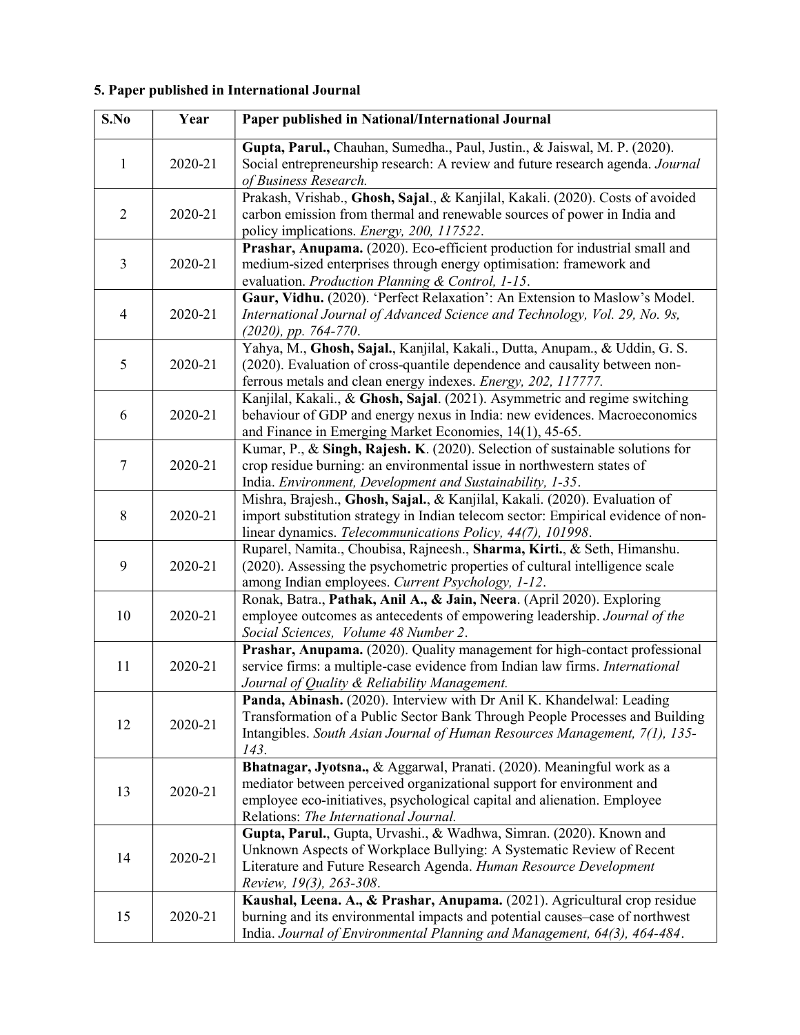### 5. Paper published in International Journal

| S.No | Year | Paper published in National/International Journal |
|---|---|---|
| 1 | 2020-21 | **Gupta, Parul.,** Chauhan, Sumedha., Paul, Justin., & Jaiswal, M. P. (2020). Social entrepreneurship research: A review and future research agenda. *Journal of Business Research.* |
| 2 | 2020-21 | Prakash, Vrishab., **Ghosh, Sajal**., & Kanjilal, Kakali. (2020). Costs of avoided carbon emission from thermal and renewable sources of power in India and policy implications. *Energy, 200, 117522*. |
| 3 | 2020-21 | **Prashar, Anupama.** (2020). Eco-efficient production for industrial small and medium-sized enterprises through energy optimisation: framework and evaluation. *Production Planning & Control, 1-15*. |
| 4 | 2020-21 | **Gaur, Vidhu.** (2020). 'Perfect Relaxation': An Extension to Maslow's Model. *International Journal of Advanced Science and Technology, Vol. 29, No. 9s, (2020), pp. 764-770*. |
| 5 | 2020-21 | Yahya, M., **Ghosh, Sajal.**, Kanjilal, Kakali., Dutta, Anupam., & Uddin, G. S. (2020). Evaluation of cross-quantile dependence and causality between non-ferrous metals and clean energy indexes. *Energy, 202, 117777.* |
| 6 | 2020-21 | Kanjilal, Kakali., & **Ghosh, Sajal**. (2021). Asymmetric and regime switching behaviour of GDP and energy nexus in India: new evidences. Macroeconomics and Finance in Emerging Market Economies, 14(1), 45-65. |
| 7 | 2020-21 | Kumar, P., & **Singh, Rajesh. K**. (2020). Selection of sustainable solutions for crop residue burning: an environmental issue in northwestern states of India. *Environment, Development and Sustainability, 1-35*. |
| 8 | 2020-21 | Mishra, Brajesh., **Ghosh, Sajal.**, & Kanjilal, Kakali. (2020). Evaluation of import substitution strategy in Indian telecom sector: Empirical evidence of non-linear dynamics. *Telecommunications Policy, 44(7), 101998*. |
| 9 | 2020-21 | Ruparel, Namita., Choubisa, Rajneesh., **Sharma, Kirti.**, & Seth, Himanshu. (2020). Assessing the psychometric properties of cultural intelligence scale among Indian employees. *Current Psychology, 1-12*. |
| 10 | 2020-21 | Ronak, Batra., **Pathak, Anil A., & Jain, Neera**. (April 2020). Exploring employee outcomes as antecedents of empowering leadership. *Journal of the Social Sciences, Volume 48 Number 2*. |
| 11 | 2020-21 | **Prashar, Anupama.** (2020). Quality management for high-contact professional service firms: a multiple-case evidence from Indian law firms. *International Journal of Quality & Reliability Management.* |
| 12 | 2020-21 | **Panda, Abinash.** (2020). Interview with Dr Anil K. Khandelwal: Leading Transformation of a Public Sector Bank Through People Processes and Building Intangibles. *South Asian Journal of Human Resources Management, 7(1), 135-143*. |
| 13 | 2020-21 | **Bhatnagar, Jyotsna.,** & Aggarwal, Pranati. (2020). Meaningful work as a mediator between perceived organizational support for environment and employee eco-initiatives, psychological capital and alienation. Employee Relations: *The International Journal.* |
| 14 | 2020-21 | **Gupta, Parul.**, Gupta, Urvashi., & Wadhwa, Simran. (2020). Known and Unknown Aspects of Workplace Bullying: A Systematic Review of Recent Literature and Future Research Agenda. *Human Resource Development Review, 19(3), 263-308*. |
| 15 | 2020-21 | **Kaushal, Leena. A., & Prashar, Anupama.** (2021). Agricultural crop residue burning and its environmental impacts and potential causes–case of northwest India. *Journal of Environmental Planning and Management, 64(3), 464-484*. |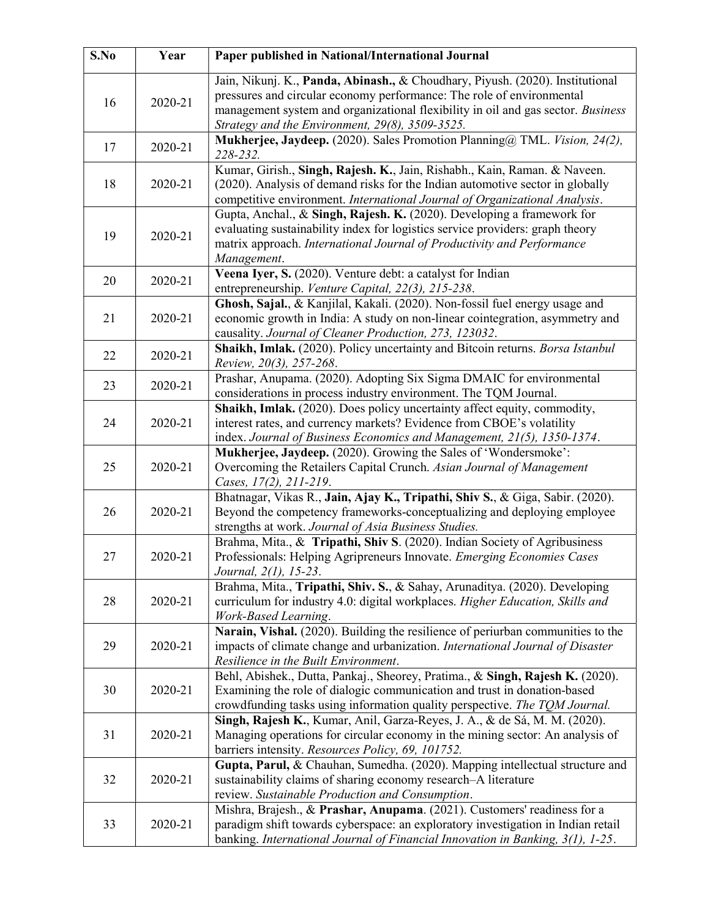| S.No | Year | Paper published in National/International Journal |
|---|---|---|
| 16 | 2020-21 | Jain, Nikunj. K., **Panda, Abinash.,** & Choudhary, Piyush. (2020). Institutional pressures and circular economy performance: The role of environmental management system and organizational flexibility in oil and gas sector. *Business Strategy and the Environment, 29(8), 3509-3525.* |
| 17 | 2020-21 | **Mukherjee, Jaydeep.** (2020). Sales Promotion Planning@ TML. *Vision, 24(2), 228-232.* |
| 18 | 2020-21 | Kumar, Girish., **Singh, Rajesh. K.**, Jain, Rishabh., Kain, Raman. & Naveen. (2020). Analysis of demand risks for the Indian automotive sector in globally competitive environment. *International Journal of Organizational Analysis*. |
| 19 | 2020-21 | Gupta, Anchal., & **Singh, Rajesh. K.** (2020). Developing a framework for evaluating sustainability index for logistics service providers: graph theory matrix approach. *International Journal of Productivity and Performance Management*. |
| 20 | 2020-21 | **Veena Iyer, S.** (2020). Venture debt: a catalyst for Indian entrepreneurship. *Venture Capital, 22(3), 215-238*. |
| 21 | 2020-21 | **Ghosh, Sajal.**, & Kanjilal, Kakali. (2020). Non-fossil fuel energy usage and economic growth in India: A study on non-linear cointegration, asymmetry and causality. *Journal of Cleaner Production, 273, 123032*. |
| 22 | 2020-21 | **Shaikh, Imlak.** (2020). Policy uncertainty and Bitcoin returns. *Borsa Istanbul Review, 20(3), 257-268*. |
| 23 | 2020-21 | Prashar, Anupama. (2020). Adopting Six Sigma DMAIC for environmental considerations in process industry environment. The TQM Journal. |
| 24 | 2020-21 | **Shaikh, Imlak.** (2020). Does policy uncertainty affect equity, commodity, interest rates, and currency markets? Evidence from CBOE's volatility index. *Journal of Business Economics and Management, 21(5), 1350-1374*. |
| 25 | 2020-21 | **Mukherjee, Jaydeep.** (2020). Growing the Sales of 'Wondersmoke': Overcoming the Retailers Capital Crunch. *Asian Journal of Management Cases, 17(2), 211-219*. |
| 26 | 2020-21 | Bhatnagar, Vikas R., **Jain, Ajay K., Tripathi, Shiv S.**, & Giga, Sabir. (2020). Beyond the competency frameworks-conceptualizing and deploying employee strengths at work. *Journal of Asia Business Studies.* |
| 27 | 2020-21 | Brahma, Mita., & **Tripathi, Shiv S**. (2020). Indian Society of Agribusiness Professionals: Helping Agripreneurs Innovate. *Emerging Economies Cases Journal, 2(1), 15-23*. |
| 28 | 2020-21 | Brahma, Mita., **Tripathi, Shiv. S.**, & Sahay, Arunaditya. (2020). Developing curriculum for industry 4.0: digital workplaces. *Higher Education, Skills and Work-Based Learning*. |
| 29 | 2020-21 | **Narain, Vishal.** (2020). Building the resilience of periurban communities to the impacts of climate change and urbanization. *International Journal of Disaster Resilience in the Built Environment*. |
| 30 | 2020-21 | Behl, Abishek., Dutta, Pankaj., Sheorey, Pratima., & **Singh, Rajesh K.** (2020). Examining the role of dialogic communication and trust in donation-based crowdfunding tasks using information quality perspective. *The TQM Journal.* |
| 31 | 2020-21 | **Singh, Rajesh K.**, Kumar, Anil, Garza-Reyes, J. A., & de Sá, M. M. (2020). Managing operations for circular economy in the mining sector: An analysis of barriers intensity. *Resources Policy, 69, 101752.* |
| 32 | 2020-21 | **Gupta, Parul,** & Chauhan, Sumedha. (2020). Mapping intellectual structure and sustainability claims of sharing economy research–A literature review. *Sustainable Production and Consumption*. |
| 33 | 2020-21 | Mishra, Brajesh., & **Prashar, Anupama**. (2021). Customers' readiness for a paradigm shift towards cyberspace: an exploratory investigation in Indian retail banking. *International Journal of Financial Innovation in Banking, 3(1), 1-25*. |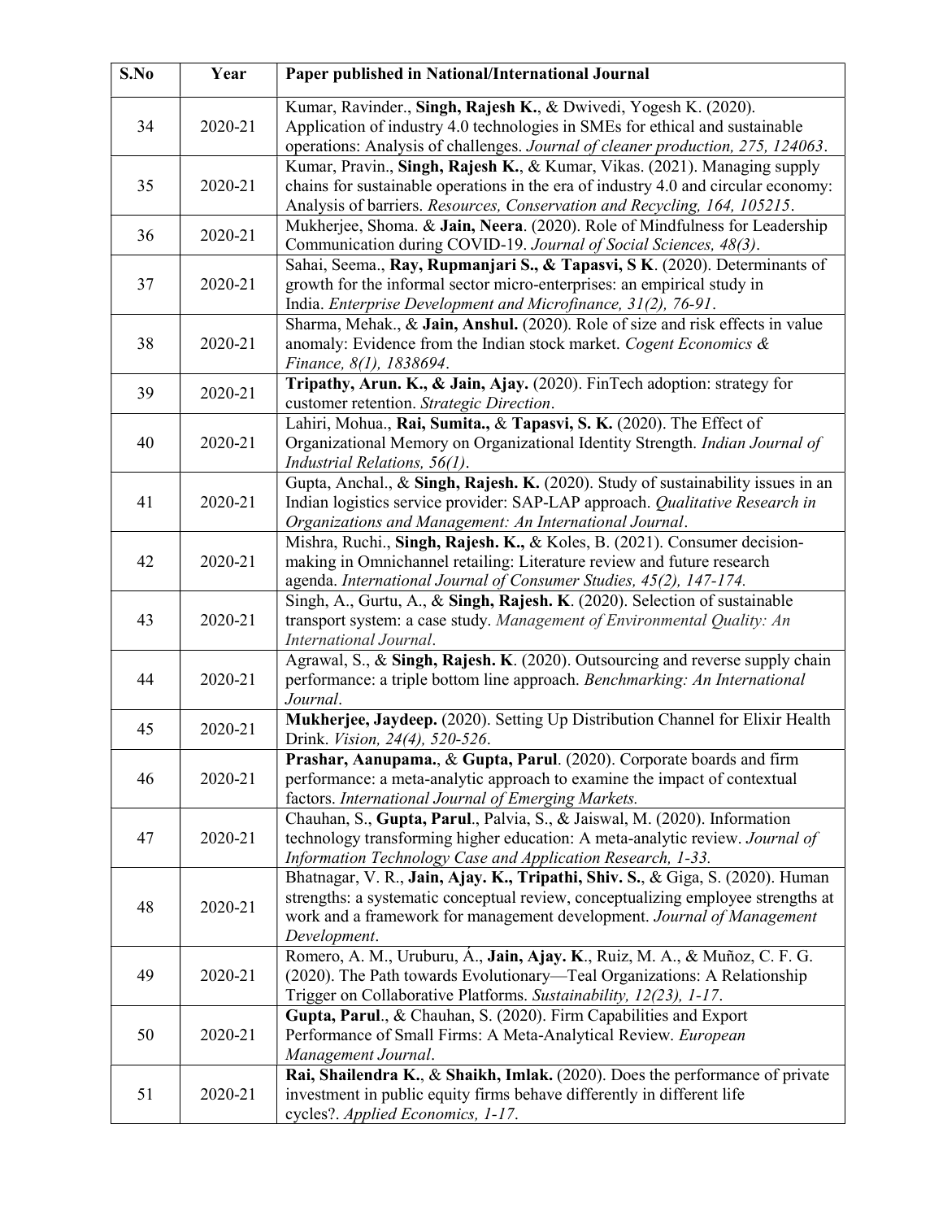| S.No | Year | Paper published in National/International Journal |
|---|---|---|
| 34 | 2020-21 | Kumar, Ravinder., **Singh, Rajesh K.**, & Dwivedi, Yogesh K. (2020). Application of industry 4.0 technologies in SMEs for ethical and sustainable operations: Analysis of challenges. *Journal of cleaner production, 275, 124063*. |
| 35 | 2020-21 | Kumar, Pravin., **Singh, Rajesh K.**, & Kumar, Vikas. (2021). Managing supply chains for sustainable operations in the era of industry 4.0 and circular economy: Analysis of barriers. *Resources, Conservation and Recycling, 164, 105215*. |
| 36 | 2020-21 | Mukherjee, Shoma. & **Jain, Neera**. (2020). Role of Mindfulness for Leadership Communication during COVID-19. *Journal of Social Sciences, 48(3)*. |
| 37 | 2020-21 | Sahai, Seema., **Ray, Rupmanjari S., & Tapasvi, S K**. (2020). Determinants of growth for the informal sector micro-enterprises: an empirical study in India. *Enterprise Development and Microfinance, 31(2), 76-91*. |
| 38 | 2020-21 | Sharma, Mehak., & **Jain, Anshul.** (2020). Role of size and risk effects in value anomaly: Evidence from the Indian stock market. *Cogent Economics & Finance, 8(1), 1838694*. |
| 39 | 2020-21 | **Tripathy, Arun. K., & Jain, Ajay.** (2020). FinTech adoption: strategy for customer retention. *Strategic Direction*. |
| 40 | 2020-21 | Lahiri, Mohua., **Rai, Sumita.,** & **Tapasvi, S. K.** (2020). The Effect of Organizational Memory on Organizational Identity Strength. *Indian Journal of Industrial Relations, 56(1)*. |
| 41 | 2020-21 | Gupta, Anchal., & **Singh, Rajesh. K.** (2020). Study of sustainability issues in an Indian logistics service provider: SAP-LAP approach. *Qualitative Research in Organizations and Management: An International Journal*. |
| 42 | 2020-21 | Mishra, Ruchi., **Singh, Rajesh. K.,** & Koles, B. (2021). Consumer decision-making in Omnichannel retailing: Literature review and future research agenda. *International Journal of Consumer Studies, 45(2), 147-174.* |
| 43 | 2020-21 | Singh, A., Gurtu, A., & **Singh, Rajesh. K**. (2020). Selection of sustainable transport system: a case study. *Management of Environmental Quality: An International Journal*. |
| 44 | 2020-21 | Agrawal, S., & **Singh, Rajesh. K**. (2020). Outsourcing and reverse supply chain performance: a triple bottom line approach. *Benchmarking: An International Journal*. |
| 45 | 2020-21 | **Mukherjee, Jaydeep.** (2020). Setting Up Distribution Channel for Elixir Health Drink. *Vision, 24(4), 520-526*. |
| 46 | 2020-21 | **Prashar, Aanupama.**, & **Gupta, Parul**. (2020). Corporate boards and firm performance: a meta-analytic approach to examine the impact of contextual factors. *International Journal of Emerging Markets.* |
| 47 | 2020-21 | Chauhan, S., **Gupta, Parul**., Palvia, S., & Jaiswal, M. (2020). Information technology transforming higher education: A meta-analytic review. *Journal of Information Technology Case and Application Research, 1-33.* |
| 48 | 2020-21 | Bhatnagar, V. R., **Jain, Ajay. K., Tripathi, Shiv. S.**, & Giga, S. (2020). Human strengths: a systematic conceptual review, conceptualizing employee strengths at work and a framework for management development. *Journal of Management Development*. |
| 49 | 2020-21 | Romero, A. M., Uruburu, Á., **Jain, Ajay. K**., Ruiz, M. A., & Muñoz, C. F. G. (2020). The Path towards Evolutionary—Teal Organizations: A Relationship Trigger on Collaborative Platforms. *Sustainability, 12(23), 1-17*. |
| 50 | 2020-21 | **Gupta, Parul**., & Chauhan, S. (2020). Firm Capabilities and Export Performance of Small Firms: A Meta-Analytical Review. *European Management Journal*. |
| 51 | 2020-21 | **Rai, Shailendra K.**, & **Shaikh, Imlak.** (2020). Does the performance of private investment in public equity firms behave differently in different life cycles?. *Applied Economics, 1-17*. |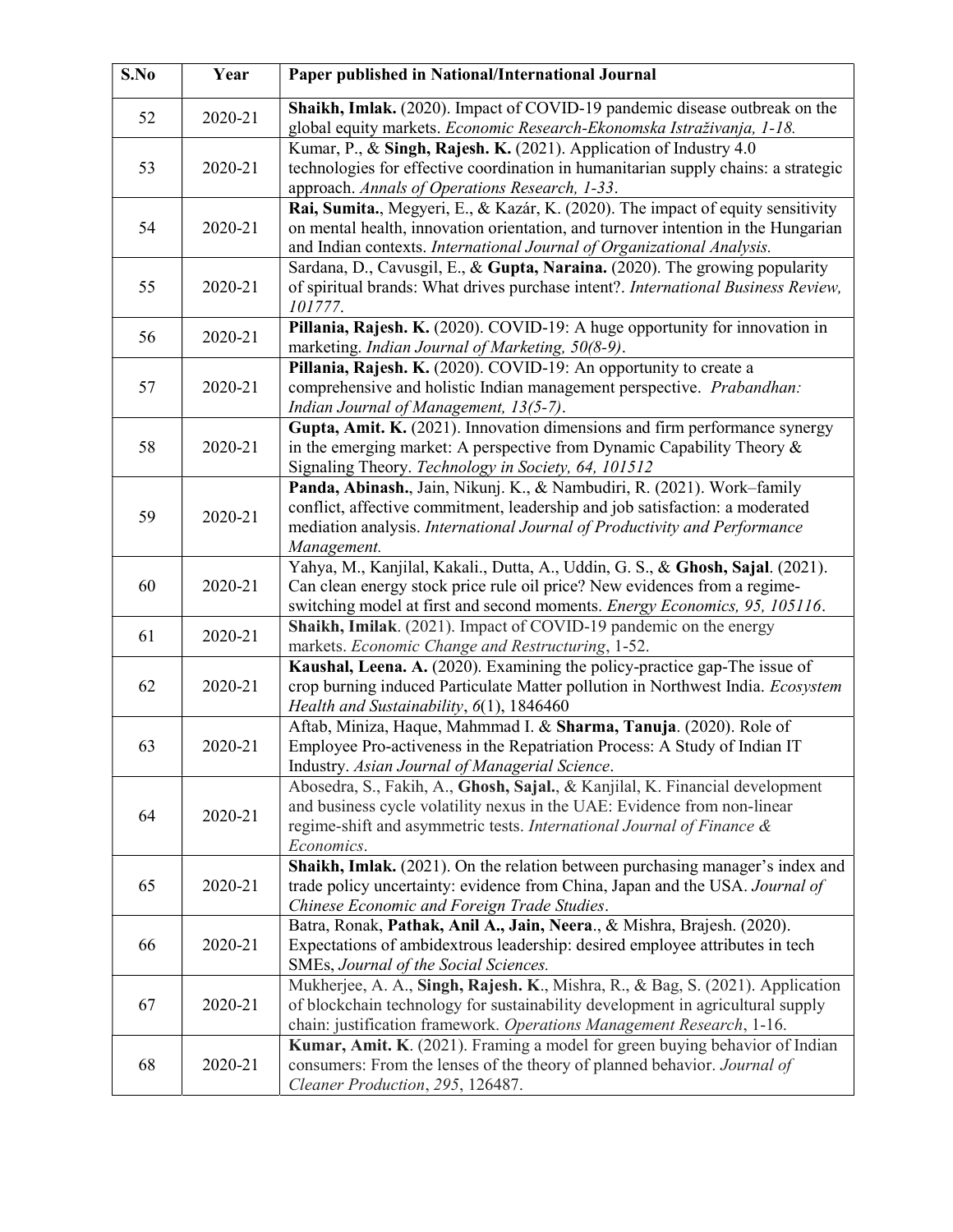| S.No | Year | Paper published in National/International Journal |
|---|---|---|
| 52 | 2020-21 | **Shaikh, Imlak.** (2020). Impact of COVID-19 pandemic disease outbreak on the global equity markets. *Economic Research-Ekonomska Istraživanja, 1-18.* |
| 53 | 2020-21 | Kumar, P., & **Singh, Rajesh. K.** (2021). Application of Industry 4.0 technologies for effective coordination in humanitarian supply chains: a strategic approach. *Annals of Operations Research, 1-33*. |
| 54 | 2020-21 | **Rai, Sumita.**, Megyeri, E., & Kazár, K. (2020). The impact of equity sensitivity on mental health, innovation orientation, and turnover intention in the Hungarian and Indian contexts. *International Journal of Organizational Analysis.* |
| 55 | 2020-21 | Sardana, D., Cavusgil, E., & **Gupta, Naraina.** (2020). The growing popularity of spiritual brands: What drives purchase intent?. *International Business Review, 101777*. |
| 56 | 2020-21 | **Pillania, Rajesh. K.** (2020). COVID-19: A huge opportunity for innovation in marketing. *Indian Journal of Marketing, 50(8-9)*. |
| 57 | 2020-21 | **Pillania, Rajesh. K.** (2020). COVID-19: An opportunity to create a comprehensive and holistic Indian management perspective. *Prabandhan: Indian Journal of Management, 13(5-7)*. |
| 58 | 2020-21 | **Gupta, Amit. K.** (2021). Innovation dimensions and firm performance synergy in the emerging market: A perspective from Dynamic Capability Theory & Signaling Theory. *Technology in Society, 64, 101512* |
| 59 | 2020-21 | **Panda, Abinash.**, Jain, Nikunj. K., & Nambudiri, R. (2021). Work–family conflict, affective commitment, leadership and job satisfaction: a moderated mediation analysis. *International Journal of Productivity and Performance Management.* |
| 60 | 2020-21 | Yahya, M., Kanjilal, Kakali., Dutta, A., Uddin, G. S., & **Ghosh, Sajal**. (2021). Can clean energy stock price rule oil price? New evidences from a regime-switching model at first and second moments. *Energy Economics, 95, 105116*. |
| 61 | 2020-21 | **Shaikh, Imilak**. (2021). Impact of COVID-19 pandemic on the energy markets. *Economic Change and Restructuring*, 1-52. |
| 62 | 2020-21 | **Kaushal, Leena. A.** (2020). Examining the policy-practice gap-The issue of crop burning induced Particulate Matter pollution in Northwest India. *Ecosystem Health and Sustainability*, *6*(1), 1846460 |
| 63 | 2020-21 | Aftab, Miniza, Haque, Mahmmad I. & **Sharma, Tanuja**. (2020). Role of Employee Pro-activeness in the Repatriation Process: A Study of Indian IT Industry. *Asian Journal of Managerial Science*. |
| 64 | 2020-21 | Abosedra, S., Fakih, A., **Ghosh, Sajal.**, & Kanjilal, K. Financial development and business cycle volatility nexus in the UAE: Evidence from non-linear regime-shift and asymmetric tests. *International Journal of Finance & Economics*. |
| 65 | 2020-21 | **Shaikh, Imlak.** (2021). On the relation between purchasing manager's index and trade policy uncertainty: evidence from China, Japan and the USA. *Journal of Chinese Economic and Foreign Trade Studies*. |
| 66 | 2020-21 | Batra, Ronak, **Pathak, Anil A., Jain, Neera**., & Mishra, Brajesh. (2020). Expectations of ambidextrous leadership: desired employee attributes in tech SMEs, *Journal of the Social Sciences.* |
| 67 | 2020-21 | Mukherjee, A. A., **Singh, Rajesh. K**., Mishra, R., & Bag, S. (2021). Application of blockchain technology for sustainability development in agricultural supply chain: justification framework. *Operations Management Research*, 1-16. |
| 68 | 2020-21 | **Kumar, Amit. K**. (2021). Framing a model for green buying behavior of Indian consumers: From the lenses of the theory of planned behavior. *Journal of Cleaner Production*, *295*, 126487. |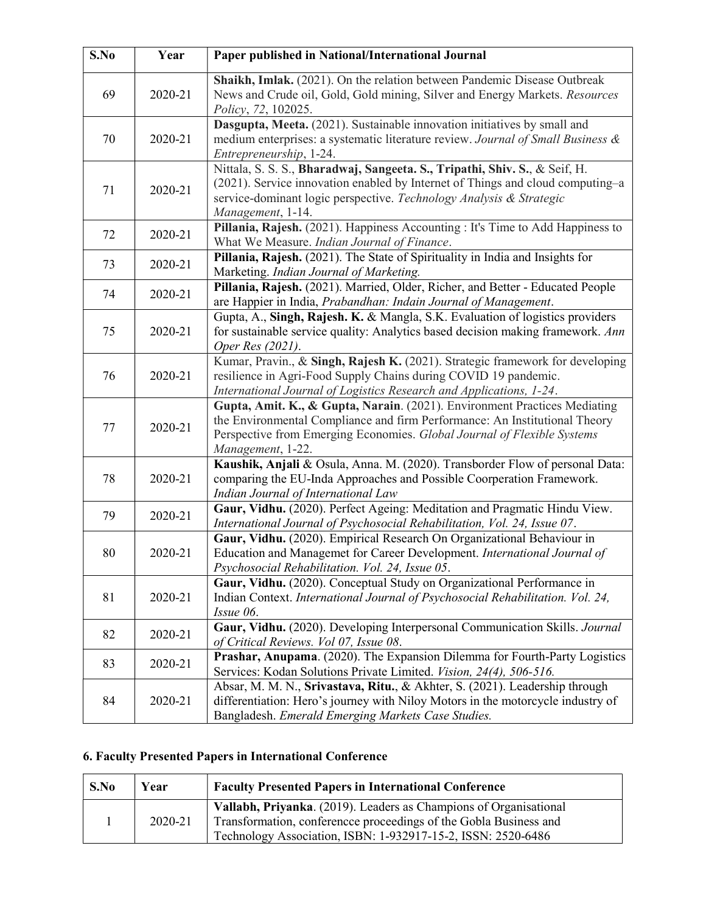| S.No | Year | Paper published in National/International Journal |
|---|---|---|
| 69 | 2020-21 | **Shaikh, Imlak.** (2021). On the relation between Pandemic Disease Outbreak News and Crude oil, Gold, Gold mining, Silver and Energy Markets. *Resources Policy*, *72*, 102025. |
| 70 | 2020-21 | **Dasgupta, Meeta.** (2021). Sustainable innovation initiatives by small and medium enterprises: a systematic literature review. *Journal of Small Business & Entrepreneurship*, 1-24. |
| 71 | 2020-21 | Nittala, S. S. S., **Bharadwaj, Sangeeta. S., Tripathi, Shiv. S.**, & Seif, H. (2021). Service innovation enabled by Internet of Things and cloud computing–a service-dominant logic perspective. *Technology Analysis & Strategic Management*, 1-14. |
| 72 | 2020-21 | **Pillania, Rajesh.** (2021). Happiness Accounting : It's Time to Add Happiness to What We Measure. *Indian Journal of Finance*. |
| 73 | 2020-21 | **Pillania, Rajesh.** (2021). The State of Spirituality in India and Insights for Marketing. *Indian Journal of Marketing.* |
| 74 | 2020-21 | **Pillania, Rajesh.** (2021). Married, Older, Richer, and Better - Educated People are Happier in India, *Prabandhan: Indain Journal of Management*. |
| 75 | 2020-21 | Gupta, A., **Singh, Rajesh. K.** & Mangla, S.K. Evaluation of logistics providers for sustainable service quality: Analytics based decision making framework. *Ann Oper Res (2021)*. |
| 76 | 2020-21 | Kumar, Pravin., & **Singh, Rajesh K.** (2021). Strategic framework for developing resilience in Agri-Food Supply Chains during COVID 19 pandemic. *International Journal of Logistics Research and Applications, 1-24*. |
| 77 | 2020-21 | **Gupta, Amit. K., & Gupta, Narain**. (2021). Environment Practices Mediating the Environmental Compliance and firm Performance: An Institutional Theory Perspective from Emerging Economies. *Global Journal of Flexible Systems Management*, 1-22. |
| 78 | 2020-21 | **Kaushik, Anjali** & Osula, Anna. M. (2020). Transborder Flow of personal Data: comparing the EU-Inda Approaches and Possible Coorperation Framework. *Indian Journal of International Law* |
| 79 | 2020-21 | **Gaur, Vidhu.** (2020). Perfect Ageing: Meditation and Pragmatic Hindu View. *International Journal of Psychosocial Rehabilitation, Vol. 24, Issue 07*. |
| 80 | 2020-21 | **Gaur, Vidhu.** (2020). Empirical Research On Organizational Behaviour in Education and Managemet for Career Development. *International Journal of Psychosocial Rehabilitation. Vol. 24, Issue 05*. |
| 81 | 2020-21 | **Gaur, Vidhu.** (2020). Conceptual Study on Organizational Performance in Indian Context. *International Journal of Psychosocial Rehabilitation. Vol. 24, Issue 06*. |
| 82 | 2020-21 | **Gaur, Vidhu.** (2020). Developing Interpersonal Communication Skills. *Journal of Critical Reviews. Vol 07, Issue 08*. |
| 83 | 2020-21 | **Prashar, Anupama**. (2020). The Expansion Dilemma for Fourth-Party Logistics Services: Kodan Solutions Private Limited. *Vision, 24(4), 506-516.* |
| 84 | 2020-21 | Absar, M. M. N., **Srivastava, Ritu.**, & Akhter, S. (2021). Leadership through differentiation: Hero's journey with Niloy Motors in the motorcycle industry of Bangladesh. *Emerald Emerging Markets Case Studies.* |

## 6. Faculty Presented Papers in International Conference

| S.No | Year | Faculty Presented Papers in International Conference |
|---|---|---|
| 1 | 2020-21 | **Vallabh, Priyanka**. (2019). Leaders as Champions of Organisational Transformation, conferencce proceedings of the Gobla Business and Technology Association, ISBN: 1-932917-15-2, ISSN: 2520-6486 |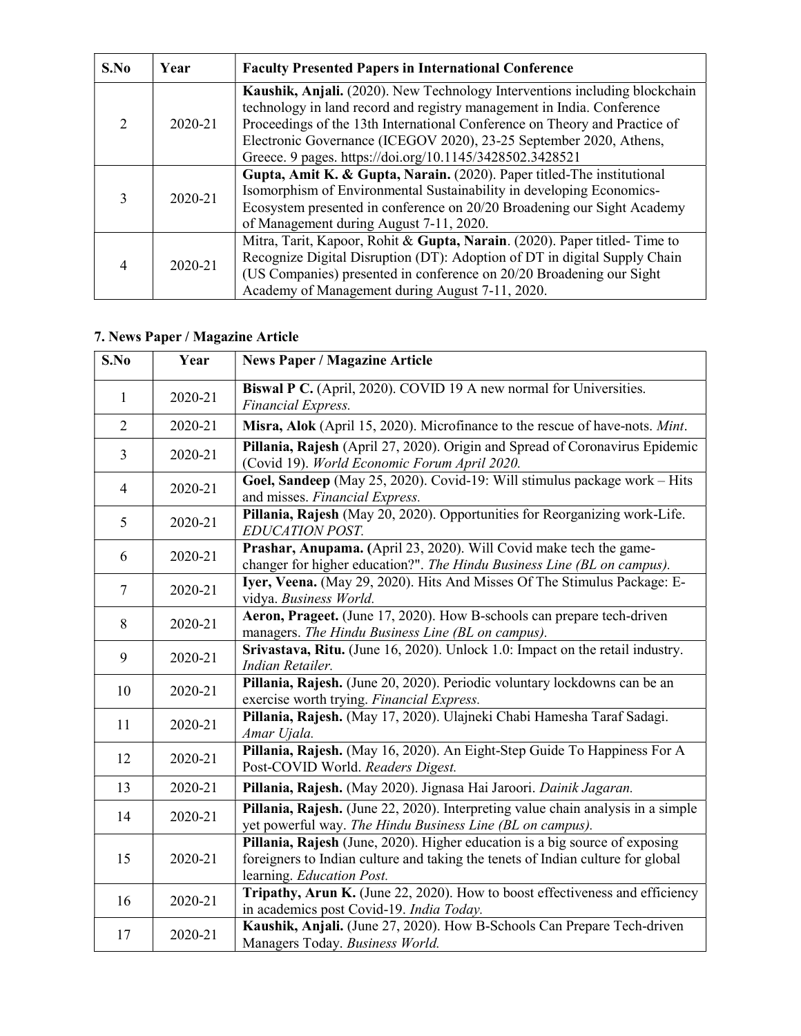| S.No | Year | Faculty Presented Papers in International Conference |
|---|---|---|
| 2 | 2020-21 | **Kaushik, Anjali.** (2020). New Technology Interventions including blockchain technology in land record and registry management in India. Conference Proceedings of the 13th International Conference on Theory and Practice of Electronic Governance (ICEGOV 2020), 23-25 September 2020, Athens, Greece. 9 pages. https://doi.org/10.1145/3428502.3428521 |
| 3 | 2020-21 | **Gupta, Amit K. & Gupta, Narain.** (2020). Paper titled-The institutional Isomorphism of Environmental Sustainability in developing Economics-Ecosystem presented in conference on 20/20 Broadening our Sight Academy of Management during August 7-11, 2020. |
| 4 | 2020-21 | Mitra, Tarit, Kapoor, Rohit & **Gupta, Narain**. (2020). Paper titled- Time to Recognize Digital Disruption (DT): Adoption of DT in digital Supply Chain (US Companies) presented in conference on 20/20 Broadening our Sight Academy of Management during August 7-11, 2020. |

## 7. News Paper / Magazine Article

| S.No | Year | News Paper / Magazine Article |
|---|---|---|
| 1 | 2020-21 | **Biswal P C.** (April, 2020). COVID 19 A new normal for Universities. *Financial Express.* |
| 2 | 2020-21 | **Misra, Alok** (April 15, 2020). Microfinance to the rescue of have-nots. *Mint*. |
| 3 | 2020-21 | **Pillania, Rajesh** (April 27, 2020). Origin and Spread of Coronavirus Epidemic (Covid 19). *World Economic Forum April 2020.* |
| 4 | 2020-21 | **Goel, Sandeep** (May 25, 2020). Covid-19: Will stimulus package work – Hits and misses. *Financial Express.* |
| 5 | 2020-21 | **Pillania, Rajesh** (May 20, 2020). Opportunities for Reorganizing work-Life. *EDUCATION POST.* |
| 6 | 2020-21 | **Prashar, Anupama. (**April 23, 2020). Will Covid make tech the game-changer for higher education?". *The Hindu Business Line (BL on campus).* |
| 7 | 2020-21 | **Iyer, Veena.** (May 29, 2020). Hits And Misses Of The Stimulus Package: E-vidya. *Business World.* |
| 8 | 2020-21 | **Aeron, Prageet.** (June 17, 2020). How B-schools can prepare tech-driven managers. *The Hindu Business Line (BL on campus).* |
| 9 | 2020-21 | **Srivastava, Ritu.** (June 16, 2020). Unlock 1.0: Impact on the retail industry. *Indian Retailer.* |
| 10 | 2020-21 | **Pillania, Rajesh.** (June 20, 2020). Periodic voluntary lockdowns can be an exercise worth trying. *Financial Express.* |
| 11 | 2020-21 | **Pillania, Rajesh.** (May 17, 2020). Ulajneki Chabi Hamesha Taraf Sadagi. *Amar Ujala.* |
| 12 | 2020-21 | **Pillania, Rajesh.** (May 16, 2020). An Eight-Step Guide To Happiness For A Post-COVID World. *Readers Digest.* |
| 13 | 2020-21 | **Pillania, Rajesh.** (May 2020). Jignasa Hai Jaroori. *Dainik Jagaran.* |
| 14 | 2020-21 | **Pillania, Rajesh.** (June 22, 2020). Interpreting value chain analysis in a simple yet powerful way. *The Hindu Business Line (BL on campus).* |
| 15 | 2020-21 | **Pillania, Rajesh** (June, 2020). Higher education is a big source of exposing foreigners to Indian culture and taking the tenets of Indian culture for global learning. *Education Post.* |
| 16 | 2020-21 | **Tripathy, Arun K.** (June 22, 2020). How to boost effectiveness and efficiency in academics post Covid-19. *India Today.* |
| 17 | 2020-21 | **Kaushik, Anjali.** (June 27, 2020). How B-Schools Can Prepare Tech-driven Managers Today. *Business World.* |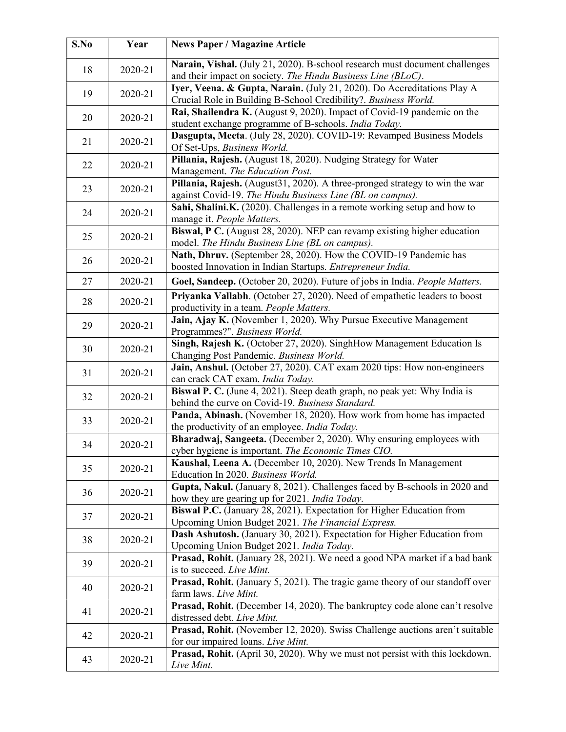| S.No | Year | News Paper / Magazine Article |
|---|---|---|
| 18 | 2020-21 | **Narain, Vishal.** (July 21, 2020). B-school research must document challenges and their impact on society. *The Hindu Business Line (BLoC)*. |
| 19 | 2020-21 | **Iyer, Veena. & Gupta, Narain.** (July 21, 2020). Do Accreditations Play A Crucial Role in Building B-School Credibility?. *Business World.* |
| 20 | 2020-21 | **Rai, Shailendra K.** (August 9, 2020). Impact of Covid-19 pandemic on the student exchange programme of B-schools. *India Today.* |
| 21 | 2020-21 | **Dasgupta, Meeta**. (July 28, 2020). COVID-19: Revamped Business Models Of Set-Ups, *Business World.* |
| 22 | 2020-21 | **Pillania, Rajesh.** (August 18, 2020). Nudging Strategy for Water Management. *The Education Post.* |
| 23 | 2020-21 | **Pillania, Rajesh.** (August31, 2020). A three-pronged strategy to win the war against Covid-19. *The Hindu Business Line (BL on campus).* |
| 24 | 2020-21 | **Sahi, Shalini.K.** (2020). Challenges in a remote working setup and how to manage it. *People Matters.* |
| 25 | 2020-21 | **Biswal, P C.** (August 28, 2020). NEP can revamp existing higher education model. *The Hindu Business Line (BL on campus).* |
| 26 | 2020-21 | **Nath, Dhruv.** (September 28, 2020). How the COVID-19 Pandemic has boosted Innovation in Indian Startups. *Entrepreneur India.* |
| 27 | 2020-21 | **Goel, Sandeep.** (October 20, 2020). Future of jobs in India. *People Matters.* |
| 28 | 2020-21 | **Priyanka Vallabh**. (October 27, 2020). Need of empathetic leaders to boost productivity in a team. *People Matters.* |
| 29 | 2020-21 | **Jain, Ajay K.** (November 1, 2020). Why Pursue Executive Management Programmes?". *Business World.* |
| 30 | 2020-21 | **Singh, Rajesh K.** (October 27, 2020). SinghHow Management Education Is Changing Post Pandemic. *Business World.* |
| 31 | 2020-21 | **Jain, Anshul.** (October 27, 2020). CAT exam 2020 tips: How non-engineers can crack CAT exam. *India Today.* |
| 32 | 2020-21 | **Biswal P. C.** (June 4, 2021). Steep death graph, no peak yet: Why India is behind the curve on Covid-19. *Business Standard.* |
| 33 | 2020-21 | **Panda, Abinash.** (November 18, 2020). How work from home has impacted the productivity of an employee. *India Today.* |
| 34 | 2020-21 | **Bharadwaj, Sangeeta.** (December 2, 2020). Why ensuring employees with cyber hygiene is important. *The Economic Times CIO.* |
| 35 | 2020-21 | **Kaushal, Leena A.** (December 10, 2020). New Trends In Management Education In 2020. *Business World.* |
| 36 | 2020-21 | **Gupta, Nakul.** (January 8, 2021). Challenges faced by B-schools in 2020 and how they are gearing up for 2021. *India Today.* |
| 37 | 2020-21 | **Biswal P.C.** (January 28, 2021). Expectation for Higher Education from Upcoming Union Budget 2021. *The Financial Express.* |
| 38 | 2020-21 | **Dash Ashutosh.** (January 30, 2021). Expectation for Higher Education from Upcoming Union Budget 2021. *India Today.* |
| 39 | 2020-21 | **Prasad, Rohit.** (January 28, 2021). We need a good NPA market if a bad bank is to succeed. *Live Mint.* |
| 40 | 2020-21 | **Prasad, Rohit.** (January 5, 2021). The tragic game theory of our standoff over farm laws. *Live Mint.* |
| 41 | 2020-21 | **Prasad, Rohit.** (December 14, 2020). The bankruptcy code alone can't resolve distressed debt. *Live Mint.* |
| 42 | 2020-21 | **Prasad, Rohit.** (November 12, 2020). Swiss Challenge auctions aren't suitable for our impaired loans. *Live Mint.* |
| 43 | 2020-21 | **Prasad, Rohit.** (April 30, 2020). Why we must not persist with this lockdown. *Live Mint.* |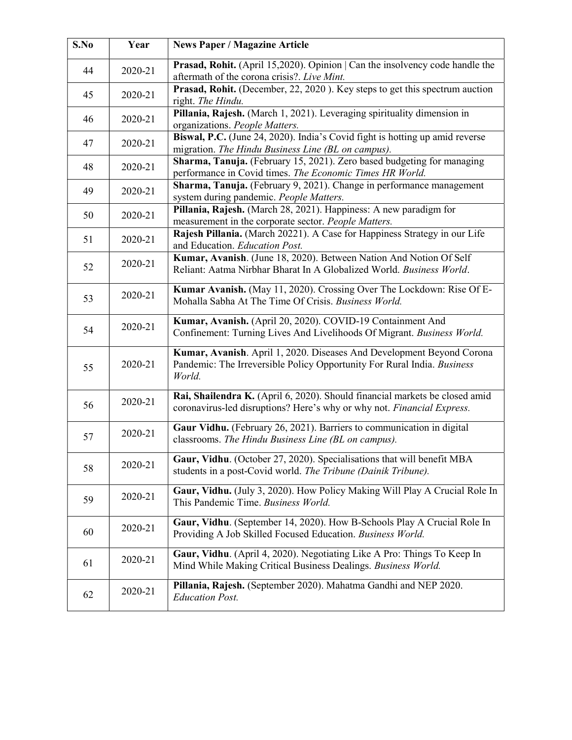| S.No | Year | News Paper / Magazine Article |
|---|---|---|
| 44 | 2020-21 | **Prasad, Rohit.** (April 15,2020). Opinion \| Can the insolvency code handle the aftermath of the corona crisis?. *Live Mint.* |
| 45 | 2020-21 | **Prasad, Rohit.** (December, 22, 2020 ). Key steps to get this spectrum auction right. *The Hindu.* |
| 46 | 2020-21 | **Pillania, Rajesh.** (March 1, 2021). Leveraging spirituality dimension in organizations. *People Matters.* |
| 47 | 2020-21 | **Biswal, P.C.** (June 24, 2020). India's Covid fight is hotting up amid reverse migration. *The Hindu Business Line (BL on campus).* |
| 48 | 2020-21 | **Sharma, Tanuja.** (February 15, 2021). Zero based budgeting for managing performance in Covid times. *The Economic Times HR World.* |
| 49 | 2020-21 | **Sharma, Tanuja.** (February 9, 2021). Change in performance management system during pandemic. *People Matters.* |
| 50 | 2020-21 | **Pillania, Rajesh.** (March 28, 2021). Happiness: A new paradigm for measurement in the corporate sector. *People Matters.* |
| 51 | 2020-21 | **Rajesh Pillania.** (March 20221). A Case for Happiness Strategy in our Life and Education. *Education Post.* |
| 52 | 2020-21 | **Kumar, Avanish**. (June 18, 2020). Between Nation And Notion Of Self Reliant: Aatma Nirbhar Bharat In A Globalized World. *Business World*. |
| 53 | 2020-21 | **Kumar Avanish.** (May 11, 2020). Crossing Over The Lockdown: Rise Of E-Mohalla Sabha At The Time Of Crisis. *Business World.* |
| 54 | 2020-21 | **Kumar, Avanish.** (April 20, 2020). COVID-19 Containment And Confinement: Turning Lives And Livelihoods Of Migrant. *Business World.* |
| 55 | 2020-21 | **Kumar, Avanish**. April 1, 2020. Diseases And Development Beyond Corona Pandemic: The Irreversible Policy Opportunity For Rural India. *Business World.* |
| 56 | 2020-21 | **Rai, Shailendra K.** (April 6, 2020). Should financial markets be closed amid coronavirus-led disruptions? Here's why or why not. *Financial Express.* |
| 57 | 2020-21 | **Gaur Vidhu.** (February 26, 2021). Barriers to communication in digital classrooms. *The Hindu Business Line (BL on campus).* |
| 58 | 2020-21 | **Gaur, Vidhu**. (October 27, 2020). Specialisations that will benefit MBA students in a post-Covid world. *The Tribune (Dainik Tribune).* |
| 59 | 2020-21 | **Gaur, Vidhu.** (July 3, 2020). How Policy Making Will Play A Crucial Role In This Pandemic Time. *Business World.* |
| 60 | 2020-21 | **Gaur, Vidhu**. (September 14, 2020). How B-Schools Play A Crucial Role In Providing A Job Skilled Focused Education. *Business World.* |
| 61 | 2020-21 | **Gaur, Vidhu**. (April 4, 2020). Negotiating Like A Pro: Things To Keep In Mind While Making Critical Business Dealings. *Business World.* |
| 62 | 2020-21 | **Pillania, Rajesh.** (September 2020). Mahatma Gandhi and NEP 2020. *Education Post.* |